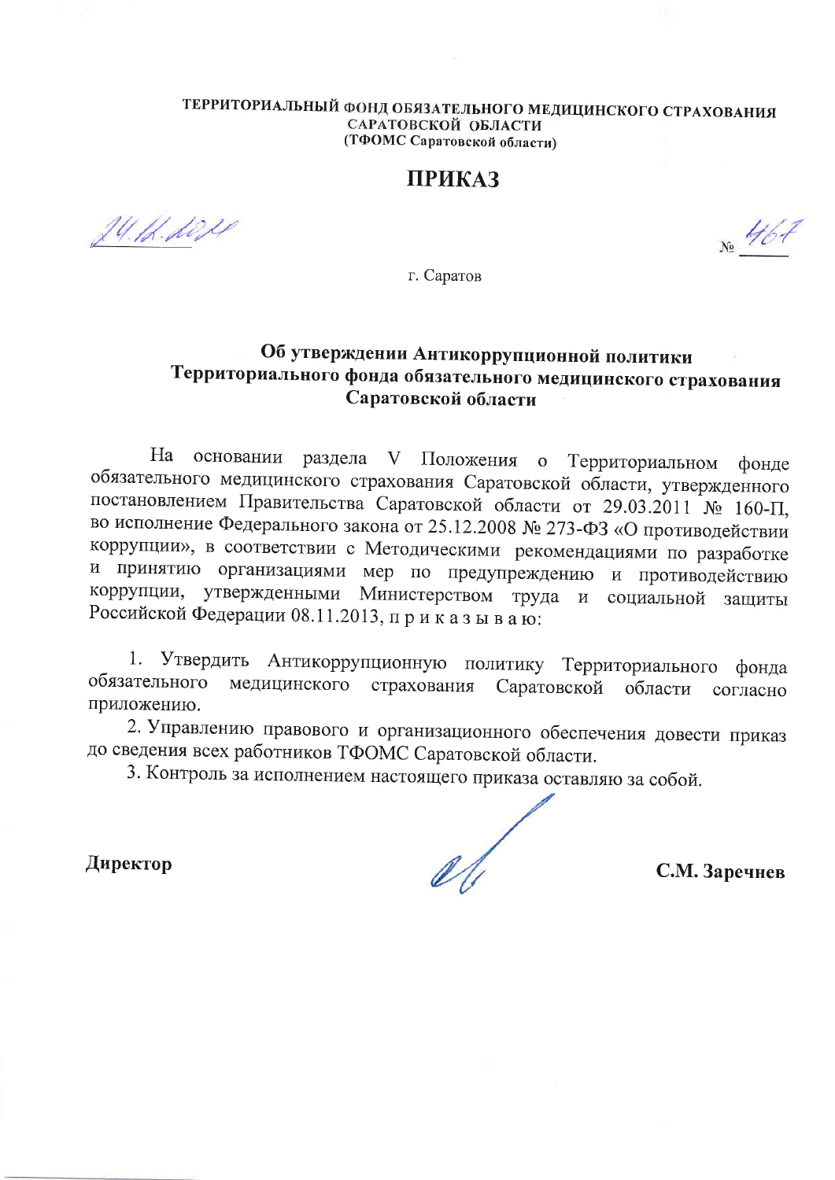**ТЕРРИТОРИАЛЬНЫЙ ФОНД ОБЯЗАТЕЛЬНОГО МЕДИЦИНСКОГО СТРАХОВАНИЯ САРАТОВСКОЙ ОБЛАСТИ**
**(ТФОМС Саратовской области)**

# ПРИКАЗ

24.12.2024 № 467

г. Саратов

## Об утверждении Антикоррупционной политики Территориального фонда обязательного медицинского страхования Саратовской области

На основании раздела V Положения о Территориальном фонде обязательного медицинского страхования Саратовской области, утвержденного постановлением Правительства Саратовской области от 29.03.2011 № 160-П, во исполнение Федерального закона от 25.12.2008 № 273-ФЗ «О противодействии коррупции», в соответствии с Методическими рекомендациями по разработке и принятию организациями мер по предупреждению и противодействию коррупции, утвержденными Министерством труда и социальной защиты Российской Федерации 08.11.2013, п р и к а з ы в а ю:

1. Утвердить Антикоррупционную политику Территориального фонда обязательного медицинского страхования Саратовской области согласно приложению.
2. Управлению правового и организационного обеспечения довести приказ до сведения всех работников ТФОМС Саратовской области.
3. Контроль за исполнением настоящего приказа оставляю за собой.

**Директор** **С.М. Заречнев**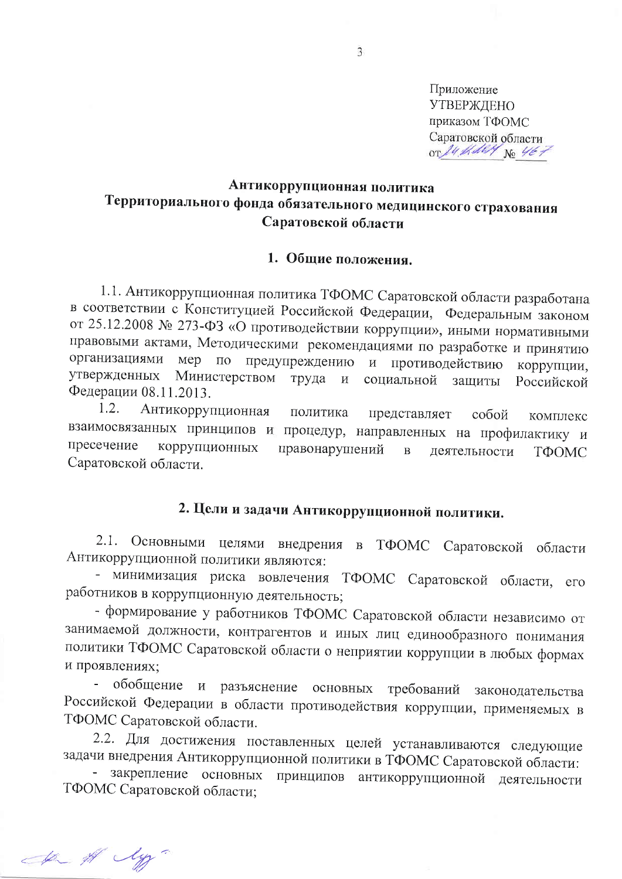Приложение
УТВЕРЖДЕНО
приказом ТФОМС
Саратовской области
от 24.12.2024 № 467

# Антикоррупционная политика Территориального фонда обязательного медицинского страхования Саратовской области

## 1. Общие положения.

1.1. Антикоррупционная политика ТФОМС Саратовской области разработана в соответствии с Конституцией Российской Федерации, Федеральным законом от 25.12.2008 № 273-ФЗ «О противодействии коррупции», иными нормативными правовыми актами, Методическими рекомендациями по разработке и принятию организациями мер по предупреждению и противодействию коррупции, утвержденных Министерством труда и социальной защиты Российской Федерации 08.11.2013.

1.2. Антикоррупционная политика представляет собой комплекс взаимосвязанных принципов и процедур, направленных на профилактику и пресечение коррупционных правонарушений в деятельности ТФОМС Саратовской области.

## 2. Цели и задачи Антикоррупционной политики.

2.1. Основными целями внедрения в ТФОМС Саратовской области Антикоррупционной политики являются:

- минимизация риска вовлечения ТФОМС Саратовской области, его работников в коррупционную деятельность;
- формирование у работников ТФОМС Саратовской области независимо от занимаемой должности, контрагентов и иных лиц единообразного понимания политики ТФОМС Саратовской области о неприятии коррупции в любых формах и проявлениях;
- обобщение и разъяснение основных требований законодательства Российской Федерации в области противодействия коррупции, применяемых в ТФОМС Саратовской области.

2.2. Для достижения поставленных целей устанавливаются следующие задачи внедрения Антикоррупционной политики в ТФОМС Саратовской области:

- закрепление основных принципов антикоррупционной деятельности ТФОМС Саратовской области;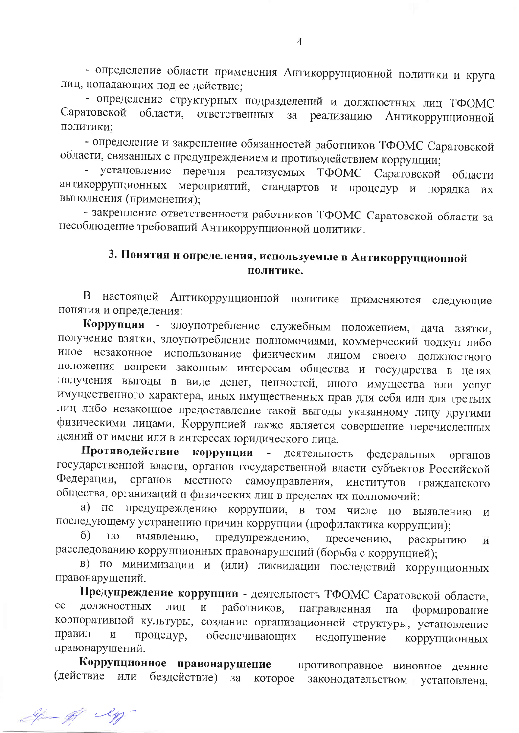- определение области применения Антикоррупционной политики и круга лиц, попадающих под ее действие;

- определение структурных подразделений и должностных лиц ТФОМС Саратовской области, ответственных за реализацию Антикоррупционной политики;

- определение и закрепление обязанностей работников ТФОМС Саратовской области, связанных с предупреждением и противодействием коррупции;

- установление перечня реализуемых ТФОМС Саратовской области антикоррупционных мероприятий, стандартов и процедур и порядка их выполнения (применения);

- закрепление ответственности работников ТФОМС Саратовской области за несоблюдение требований Антикоррупционной политики.

## 3. Понятия и определения, используемые в Антикоррупционной политике.

В настоящей Антикоррупционной политике применяются следующие понятия и определения:

**Коррупция** - злоупотребление служебным положением, дача взятки, получение взятки, злоупотребление полномочиями, коммерческий подкуп либо иное незаконное использование физическим лицом своего должностного положения вопреки законным интересам общества и государства в целях получения выгоды в виде денег, ценностей, иного имущества или услуг имущественного характера, иных имущественных прав для себя или для третьих лиц либо незаконное предоставление такой выгоды указанному лицу другими физическими лицами. Коррупцией также является совершение перечисленных деяний от имени или в интересах юридического лица.

**Противодействие коррупции** - деятельность федеральных органов государственной власти, органов государственной власти субъектов Российской Федерации, органов местного самоуправления, институтов гражданского общества, организаций и физических лиц в пределах их полномочий:

а) по предупреждению коррупции, в том числе по выявлению и последующему устранению причин коррупции (профилактика коррупции);

б) по выявлению, предупреждению, пресечению, раскрытию и расследованию коррупционных правонарушений (борьба с коррупцией);

в) по минимизации и (или) ликвидации последствий коррупционных правонарушений.

**Предупреждение коррупции** - деятельность ТФОМС Саратовской области, ее должностных лиц и работников, направленная на формирование корпоративной культуры, создание организационной структуры, установление правил и процедур, обеспечивающих недопущение коррупционных правонарушений.

**Коррупционное правонарушение** – противоправное виновное деяние (действие или бездействие) за которое законодательством установлена,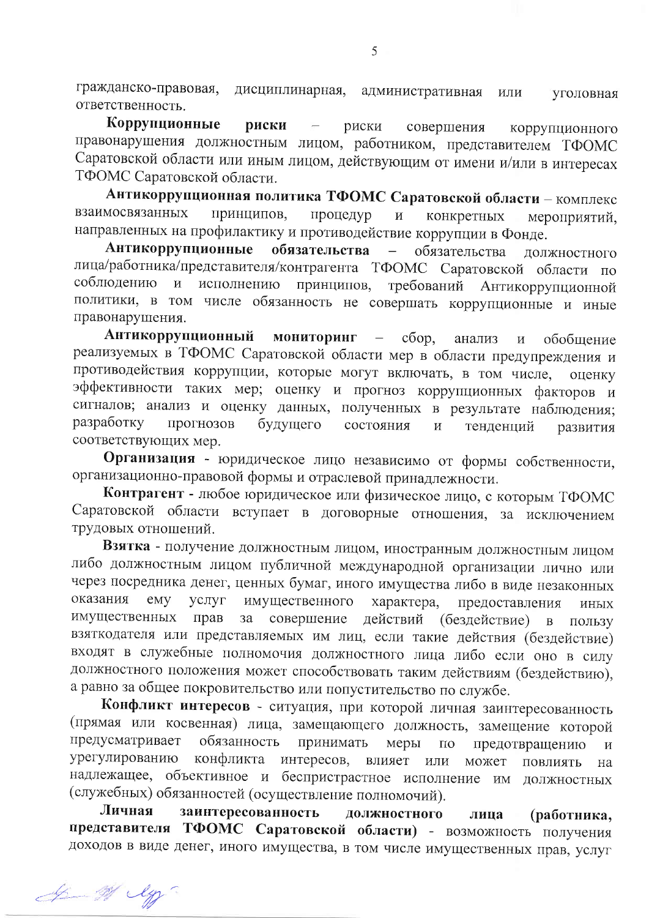гражданско-правовая, дисциплинарная, административная или уголовная ответственность.

**Коррупционные риски** – риски совершения коррупционного правонарушения должностным лицом, работником, представителем ТФОМС Саратовской области или иным лицом, действующим от имени и/или в интересах ТФОМС Саратовской области.

**Антикоррупционная политика ТФОМС Саратовской области** – комплекс взаимосвязанных принципов, процедур и конкретных мероприятий, направленных на профилактику и противодействие коррупции в Фонде.

**Антикоррупционные обязательства** – обязательства должностного лица/работника/представителя/контрагента ТФОМС Саратовской области по соблюдению и исполнению принципов, требований Антикоррупционной политики, в том числе обязанность не совершать коррупционные и иные правонарушения.

**Антикоррупционный мониторинг** – сбор, анализ и обобщение реализуемых в ТФОМС Саратовской области мер в области предупреждения и противодействия коррупции, которые могут включать, в том числе, оценку эффективности таких мер; оценку и прогноз коррупционных факторов и сигналов; анализ и оценку данных, полученных в результате наблюдения; разработку прогнозов будущего состояния и тенденций развития соответствующих мер.

**Организация** - юридическое лицо независимо от формы собственности, организационно-правовой формы и отраслевой принадлежности.

**Контрагент** - любое юридическое или физическое лицо, с которым ТФОМС Саратовской области вступает в договорные отношения, за исключением трудовых отношений.

**Взятка** - получение должностным лицом, иностранным должностным лицом либо должностным лицом публичной международной организации лично или через посредника денег, ценных бумаг, иного имущества либо в виде незаконных оказания ему услуг имущественного характера, предоставления иных имущественных прав за совершение действий (бездействие) в пользу взяткодателя или представляемых им лиц, если такие действия (бездействие) входят в служебные полномочия должностного лица либо если оно в силу должностного положения может способствовать таким действиям (бездействию), а равно за общее покровительство или попустительство по службе.

**Конфликт интересов** - ситуация, при которой личная заинтересованность (прямая или косвенная) лица, замещающего должность, замещение которой предусматривает обязанность принимать меры по предотвращению и урегулированию конфликта интересов, влияет или может повлиять на надлежащее, объективное и беспристрастное исполнение им должностных (служебных) обязанностей (осуществление полномочий).

**Личная заинтересованность должностного лица (работника, представителя ТФОМС Саратовской области)** - возможность получения доходов в виде денег, иного имущества, в том числе имущественных прав, услуг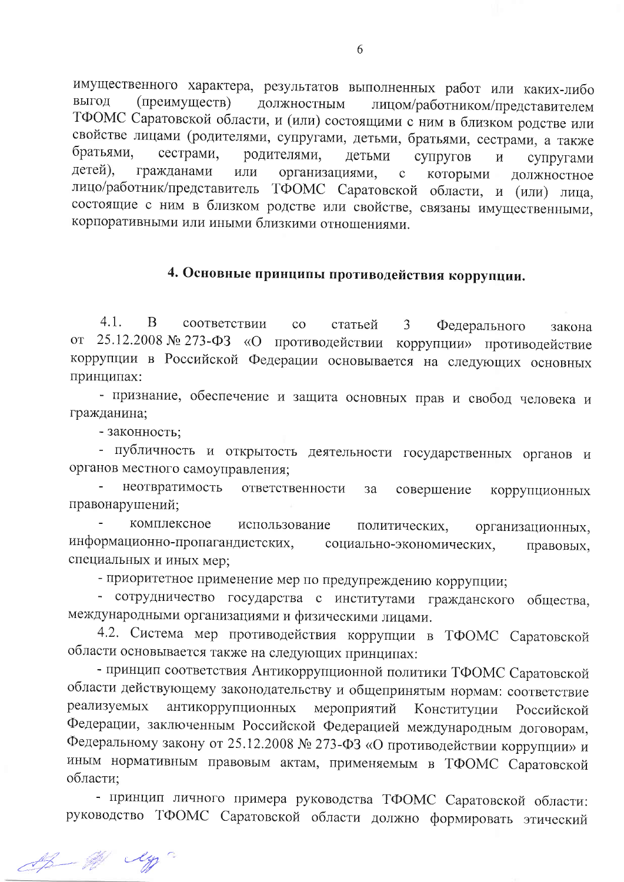имущественного характера, результатов выполненных работ или каких-либо выгод (преимуществ) должностным лицом/работником/представителем ТФОМС Саратовской области, и (или) состоящими с ним в близком родстве или свойстве лицами (родителями, супругами, детьми, братьями, сестрами, а также братьями, сестрами, родителями, детьми супругов и супругами детей), гражданами или организациями, с которыми должностное лицо/работник/представитель ТФОМС Саратовской области, и (или) лица, состоящие с ним в близком родстве или свойстве, связаны имущественными, корпоративными или иными близкими отношениями.

## 4. Основные принципы противодействия коррупции.

4.1. В соответствии со статьей 3 Федерального закона от 25.12.2008 № 273-ФЗ «О противодействии коррупции» противодействие коррупции в Российской Федерации основывается на следующих основных принципах:

- признание, обеспечение и защита основных прав и свобод человека и гражданина;
- законность;
- публичность и открытость деятельности государственных органов и органов местного самоуправления;
- неотвратимость ответственности за совершение коррупционных правонарушений;
- комплексное использование политических, организационных, информационно-пропагандистских, социально-экономических, правовых, специальных и иных мер;
- приоритетное применение мер по предупреждению коррупции;
- сотрудничество государства с институтами гражданского общества, международными организациями и физическими лицами.

4.2. Система мер противодействия коррупции в ТФОМС Саратовской области основывается также на следующих принципах:

- принцип соответствия Антикоррупционной политики ТФОМС Саратовской области действующему законодательству и общепринятым нормам: соответствие реализуемых антикоррупционных мероприятий Конституции Российской Федерации, заключенным Российской Федерацией международным договорам, Федеральному закону от 25.12.2008 № 273-ФЗ «О противодействии коррупции» и иным нормативным правовым актам, применяемым в ТФОМС Саратовской области;
- принцип личного примера руководства ТФОМС Саратовской области: руководство ТФОМС Саратовской области должно формировать этический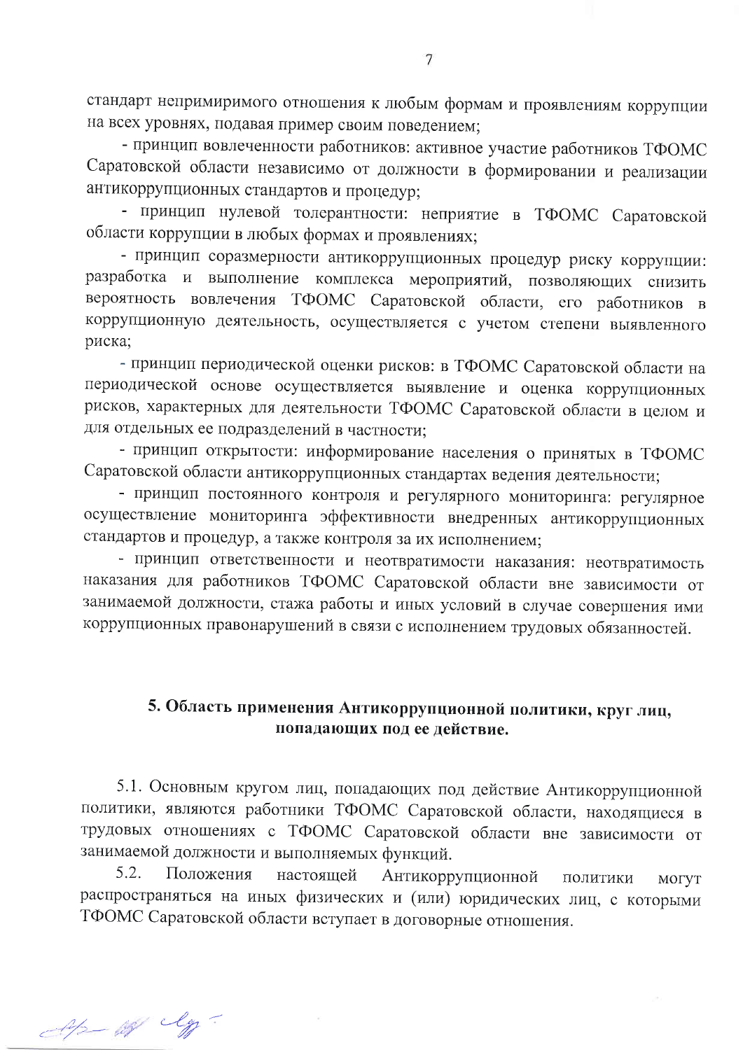стандарт непримиримого отношения к любым формам и проявлениям коррупции на всех уровнях, подавая пример своим поведением;

- принцип вовлеченности работников: активное участие работников ТФОМС Саратовской области независимо от должности в формировании и реализации антикоррупционных стандартов и процедур;

- принцип нулевой толерантности: неприятие в ТФОМС Саратовской области коррупции в любых формах и проявлениях;

- принцип соразмерности антикоррупционных процедур риску коррупции: разработка и выполнение комплекса мероприятий, позволяющих снизить вероятность вовлечения ТФОМС Саратовской области, его работников в коррупционную деятельность, осуществляется с учетом степени выявленного риска;

- принцип периодической оценки рисков: в ТФОМС Саратовской области на периодической основе осуществляется выявление и оценка коррупционных рисков, характерных для деятельности ТФОМС Саратовской области в целом и для отдельных ее подразделений в частности;

- принцип открытости: информирование населения о принятых в ТФОМС Саратовской области антикоррупционных стандартах ведения деятельности;

- принцип постоянного контроля и регулярного мониторинга: регулярное осуществление мониторинга эффективности внедренных антикоррупционных стандартов и процедур, а также контроля за их исполнением;

- принцип ответственности и неотвратимости наказания: неотвратимость наказания для работников ТФОМС Саратовской области вне зависимости от занимаемой должности, стажа работы и иных условий в случае совершения ими коррупционных правонарушений в связи с исполнением трудовых обязанностей.

## 5. Область применения Антикоррупционной политики, круг лиц, попадающих под ее действие.

5.1. Основным кругом лиц, попадающих под действие Антикоррупционной политики, являются работники ТФОМС Саратовской области, находящиеся в трудовых отношениях с ТФОМС Саратовской области вне зависимости от занимаемой должности и выполняемых функций.

5.2. Положения настоящей Антикоррупционной политики могут распространяться на иных физических и (или) юридических лиц, с которыми ТФОМС Саратовской области вступает в договорные отношения.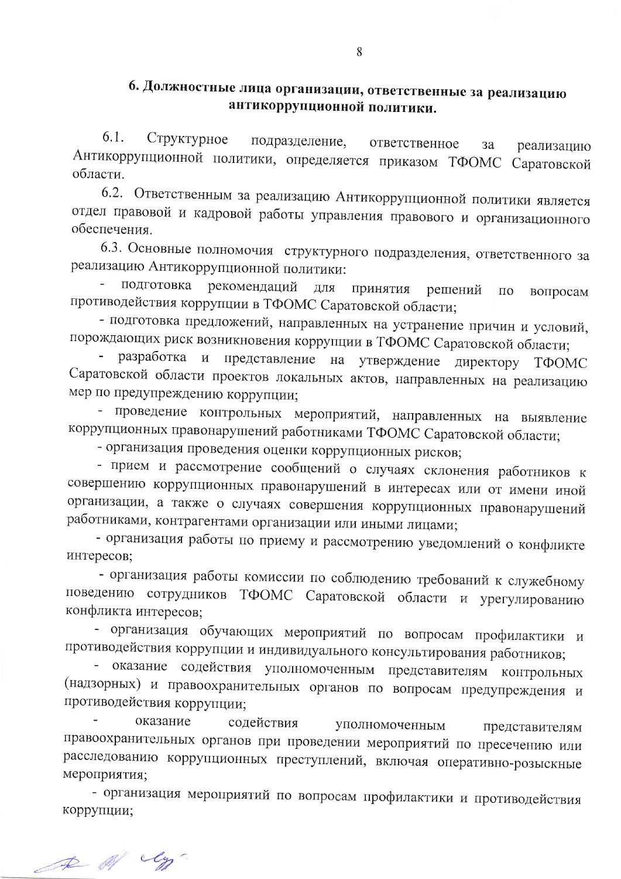## 6. Должностные лица организации, ответственные за реализацию антикоррупционной политики.

6.1. Структурное подразделение, ответственное за реализацию Антикоррупционной политики, определяется приказом ТФОМС Саратовской области.

6.2. Ответственным за реализацию Антикоррупционной политики является отдел правовой и кадровой работы управления правового и организационного обеспечения.

6.3. Основные полномочия структурного подразделения, ответственного за реализацию Антикоррупционной политики:

- подготовка рекомендаций для принятия решений по вопросам противодействия коррупции в ТФОМС Саратовской области;
- подготовка предложений, направленных на устранение причин и условий, порождающих риск возникновения коррупции в ТФОМС Саратовской области;
- разработка и представление на утверждение директору ТФОМС Саратовской области проектов локальных актов, направленных на реализацию мер по предупреждению коррупции;
- проведение контрольных мероприятий, направленных на выявление коррупционных правонарушений работниками ТФОМС Саратовской области;
- организация проведения оценки коррупционных рисков;
- прием и рассмотрение сообщений о случаях склонения работников к совершению коррупционных правонарушений в интересах или от имени иной организации, а также о случаях совершения коррупционных правонарушений работниками, контрагентами организации или иными лицами;
- организация работы по приему и рассмотрению уведомлений о конфликте интересов;
- организация работы комиссии по соблюдению требований к служебному поведению сотрудников ТФОМС Саратовской области и урегулированию конфликта интересов;
- организация обучающих мероприятий по вопросам профилактики и противодействия коррупции и индивидуального консультирования работников;
- оказание содействия уполномоченным представителям контрольных (надзорных) и правоохранительных органов по вопросам предупреждения и противодействия коррупции;
- оказание содействия уполномоченным представителям правоохранительных органов при проведении мероприятий по пресечению или расследованию коррупционных преступлений, включая оперативно-розыскные мероприятия;
- организация мероприятий по вопросам профилактики и противодействия коррупции;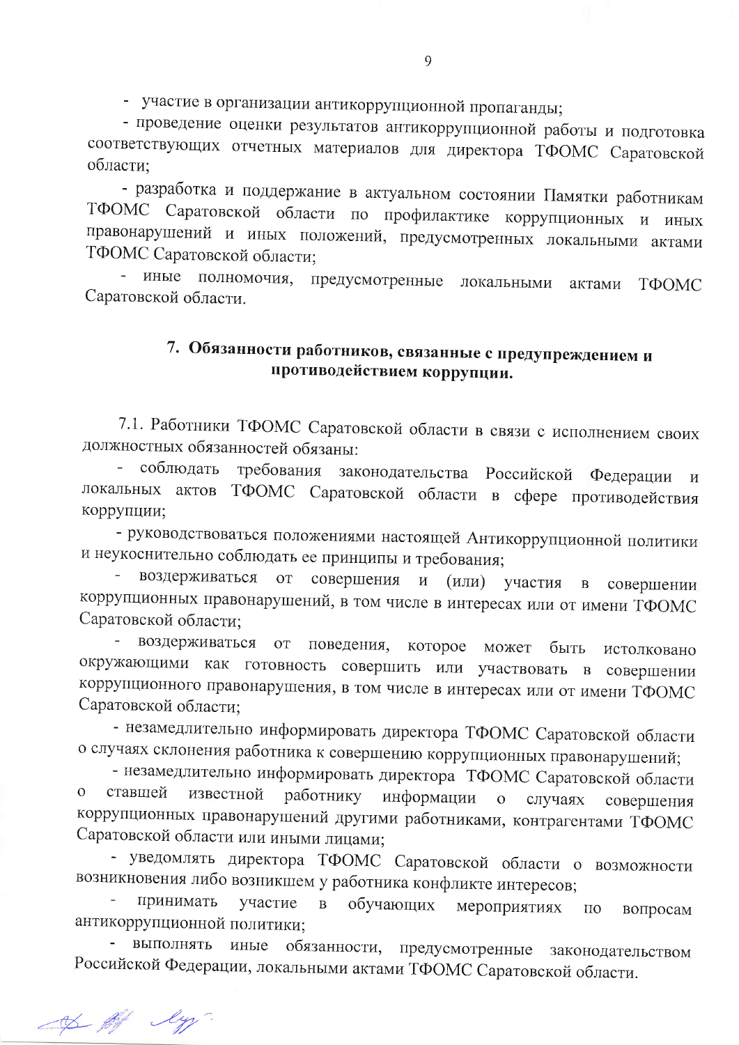- участие в организации антикоррупционной пропаганды;
- проведение оценки результатов антикоррупционной работы и подготовка соответствующих отчетных материалов для директора ТФОМС Саратовской области;
- разработка и поддержание в актуальном состоянии Памятки работникам ТФОМС Саратовской области по профилактике коррупционных и иных правонарушений и иных положений, предусмотренных локальными актами ТФОМС Саратовской области;
- иные полномочия, предусмотренные локальными актами ТФОМС Саратовской области.

## 7. Обязанности работников, связанные с предупреждением и противодействием коррупции.

7.1. Работники ТФОМС Саратовской области в связи с исполнением своих должностных обязанностей обязаны:

- соблюдать требования законодательства Российской Федерации и локальных актов ТФОМС Саратовской области в сфере противодействия коррупции;
- руководствоваться положениями настоящей Антикоррупционной политики и неукоснительно соблюдать ее принципы и требования;
- воздерживаться от совершения и (или) участия в совершении коррупционных правонарушений, в том числе в интересах или от имени ТФОМС Саратовской области;
- воздерживаться от поведения, которое может быть истолковано окружающими как готовность совершить или участвовать в совершении коррупционного правонарушения, в том числе в интересах или от имени ТФОМС Саратовской области;
- незамедлительно информировать директора ТФОМС Саратовской области о случаях склонения работника к совершению коррупционных правонарушений;
- незамедлительно информировать директора ТФОМС Саратовской области о ставшей известной работнику информации о случаях совершения коррупционных правонарушений другими работниками, контрагентами ТФОМС Саратовской области или иными лицами;
- уведомлять директора ТФОМС Саратовской области о возможности возникновения либо возникшем у работника конфликте интересов;
- принимать участие в обучающих мероприятиях по вопросам антикоррупционной политики;
- выполнять иные обязанности, предусмотренные законодательством Российской Федерации, локальными актами ТФОМС Саратовской области.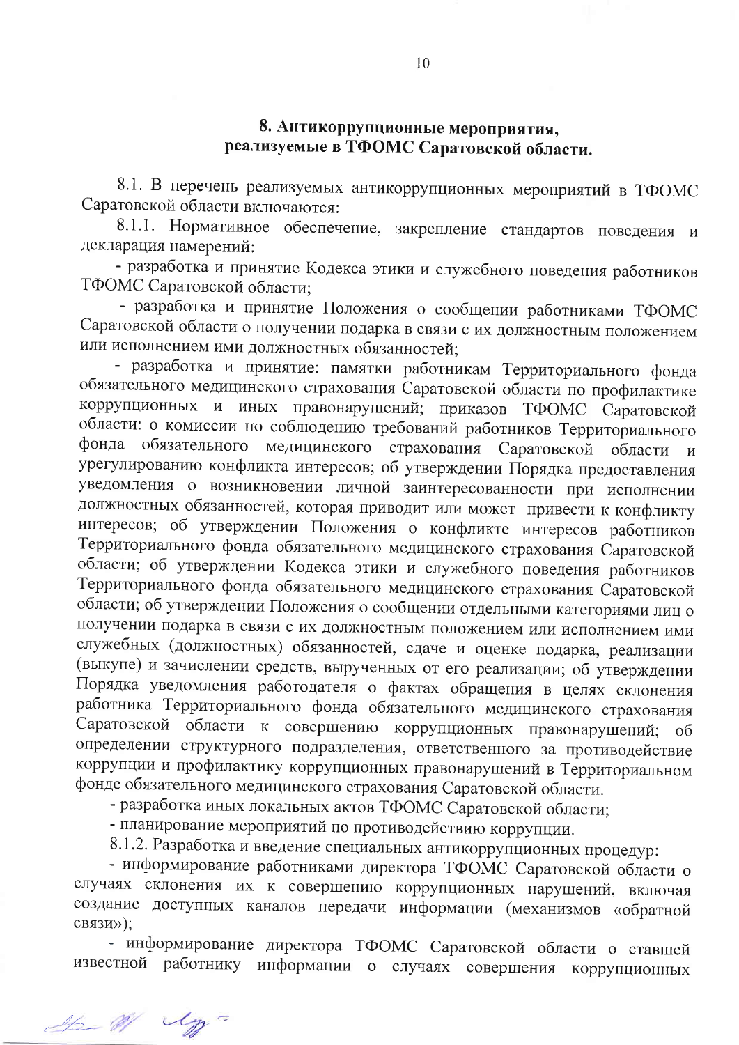## 8. Антикоррупционные мероприятия, реализуемые в ТФОМС Саратовской области.

8.1. В перечень реализуемых антикоррупционных мероприятий в ТФОМС Саратовской области включаются:

8.1.1. Нормативное обеспечение, закрепление стандартов поведения и декларация намерений:

- разработка и принятие Кодекса этики и служебного поведения работников ТФОМС Саратовской области;
- разработка и принятие Положения о сообщении работниками ТФОМС Саратовской области о получении подарка в связи с их должностным положением или исполнением ими должностных обязанностей;
- разработка и принятие: памятки работникам Территориального фонда обязательного медицинского страхования Саратовской области по профилактике коррупционных и иных правонарушений; приказов ТФОМС Саратовской области: о комиссии по соблюдению требований работников Территориального фонда обязательного медицинского страхования Саратовской области и урегулированию конфликта интересов; об утверждении Порядка предоставления уведомления о возникновении личной заинтересованности при исполнении должностных обязанностей, которая приводит или может привести к конфликту интересов; об утверждении Положения о конфликте интересов работников Территориального фонда обязательного медицинского страхования Саратовской области; об утверждении Кодекса этики и служебного поведения работников Территориального фонда обязательного медицинского страхования Саратовской области; об утверждении Положения о сообщении отдельными категориями лиц о получении подарка в связи с их должностным положением или исполнением ими служебных (должностных) обязанностей, сдаче и оценке подарка, реализации (выкупе) и зачислении средств, вырученных от его реализации; об утверждении Порядка уведомления работодателя о фактах обращения в целях склонения работника Территориального фонда обязательного медицинского страхования Саратовской области к совершению коррупционных правонарушений; об определении структурного подразделения, ответственного за противодействие коррупции и профилактику коррупционных правонарушений в Территориальном фонде обязательного медицинского страхования Саратовской области.
- разработка иных локальных актов ТФОМС Саратовской области;
- планирование мероприятий по противодействию коррупции.

8.1.2. Разработка и введение специальных антикоррупционных процедур:

- информирование работниками директора ТФОМС Саратовской области о случаях склонения их к совершению коррупционных нарушений, включая создание доступных каналов передачи информации (механизмов «обратной связи»);
- информирование директора ТФОМС Саратовской области о ставшей известной работнику информации о случаях совершения коррупционных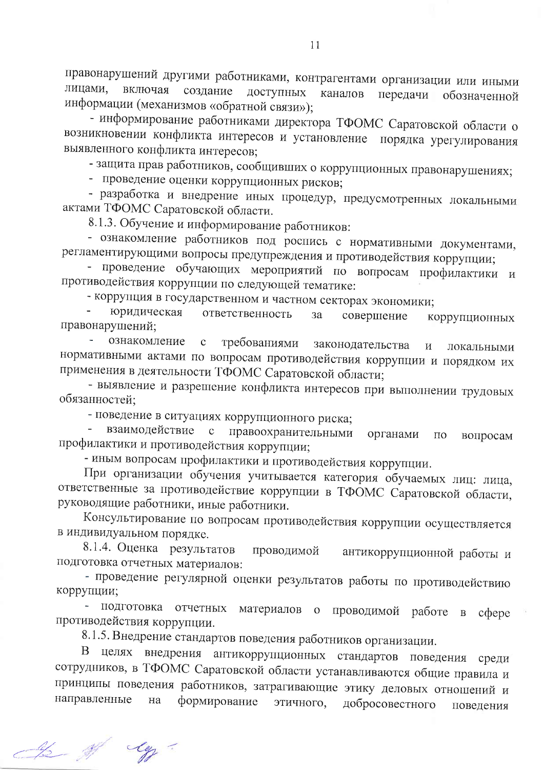правонарушений другими работниками, контрагентами организации или иными лицами, включая создание доступных каналов передачи обозначенной информации (механизмов «обратной связи»);

- информирование работниками директора ТФОМС Саратовской области о возникновении конфликта интересов и установление порядка урегулирования выявленного конфликта интересов;
- защита прав работников, сообщивших о коррупционных правонарушениях;
- проведение оценки коррупционных рисков;
- разработка и внедрение иных процедур, предусмотренных локальными актами ТФОМС Саратовской области.

8.1.3. Обучение и информирование работников:

- ознакомление работников под роспись с нормативными документами, регламентирующими вопросы предупреждения и противодействия коррупции;
- проведение обучающих мероприятий по вопросам профилактики и противодействия коррупции по следующей тематике:
- коррупция в государственном и частном секторах экономики;
- юридическая ответственность за совершение коррупционных правонарушений;
- ознакомление с требованиями законодательства и локальными нормативными актами по вопросам противодействия коррупции и порядком их применения в деятельности ТФОМС Саратовской области;
- выявление и разрешение конфликта интересов при выполнении трудовых обязанностей;
- поведение в ситуациях коррупционного риска;
- взаимодействие с правоохранительными органами по вопросам профилактики и противодействия коррупции;
- иным вопросам профилактики и противодействия коррупции.

При организации обучения учитывается категория обучаемых лиц: лица, ответственные за противодействие коррупции в ТФОМС Саратовской области, руководящие работники, иные работники.

Консультирование по вопросам противодействия коррупции осуществляется в индивидуальном порядке.

8.1.4. Оценка результатов проводимой антикоррупционной работы и подготовка отчетных материалов:

- проведение регулярной оценки результатов работы по противодействию коррупции;
- подготовка отчетных материалов о проводимой работе в сфере противодействия коррупции.

8.1.5. Внедрение стандартов поведения работников организации.

В целях внедрения антикоррупционных стандартов поведения среди сотрудников, в ТФОМС Саратовской области устанавливаются общие правила и принципы поведения работников, затрагивающие этику деловых отношений и направленные на формирование этичного, добросовестного поведения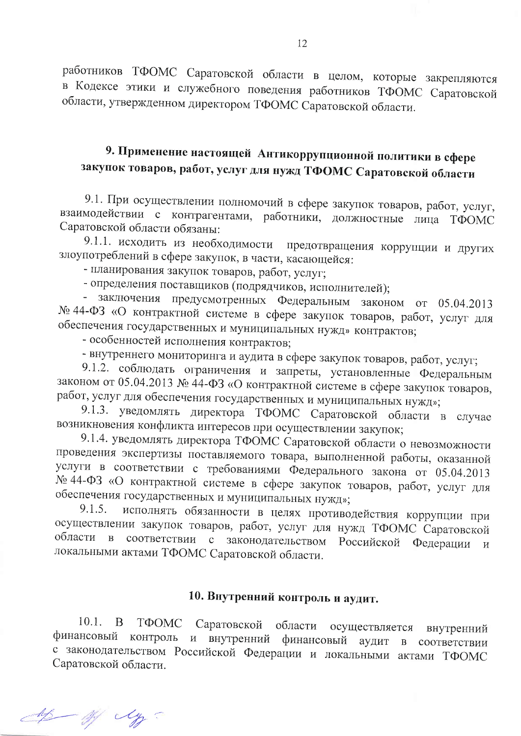работников ТФОМС Саратовской области в целом, которые закрепляются в Кодексе этики и служебного поведения работников ТФОМС Саратовской области, утвержденном директором ТФОМС Саратовской области.

## 9. Применение настоящей Антикоррупционной политики в сфере закупок товаров, работ, услуг для нужд ТФОМС Саратовской области

9.1. При осуществлении полномочий в сфере закупок товаров, работ, услуг, взаимодействии с контрагентами, работники, должностные лица ТФОМС Саратовской области обязаны:

9.1.1. исходить из необходимости предотвращения коррупции и других злоупотреблений в сфере закупок, в части, касающейся:

- планирования закупок товаров, работ, услуг;
- определения поставщиков (подрядчиков, исполнителей);
- заключения предусмотренных Федеральным законом от 05.04.2013 № 44-ФЗ «О контрактной системе в сфере закупок товаров, работ, услуг для обеспечения государственных и муниципальных нужд» контрактов;
- особенностей исполнения контрактов;
- внутреннего мониторинга и аудита в сфере закупок товаров, работ, услуг;

9.1.2. соблюдать ограничения и запреты, установленные Федеральным законом от 05.04.2013 № 44-ФЗ «О контрактной системе в сфере закупок товаров, работ, услуг для обеспечения государственных и муниципальных нужд»;

9.1.3. уведомлять директора ТФОМС Саратовской области в случае возникновения конфликта интересов при осуществлении закупок;

9.1.4. уведомлять директора ТФОМС Саратовской области о невозможности проведения экспертизы поставляемого товара, выполненной работы, оказанной услуги в соответствии с требованиями Федерального закона от 05.04.2013 № 44-ФЗ «О контрактной системе в сфере закупок товаров, работ, услуг для обеспечения государственных и муниципальных нужд»;

9.1.5. исполнять обязанности в целях противодействия коррупции при осуществлении закупок товаров, работ, услуг для нужд ТФОМС Саратовской области в соответствии с законодательством Российской Федерации и локальными актами ТФОМС Саратовской области.

## 10. Внутренний контроль и аудит.

10.1. В ТФОМС Саратовской области осуществляется внутренний финансовый контроль и внутренний финансовый аудит в соответствии с законодательством Российской Федерации и локальными актами ТФОМС Саратовской области.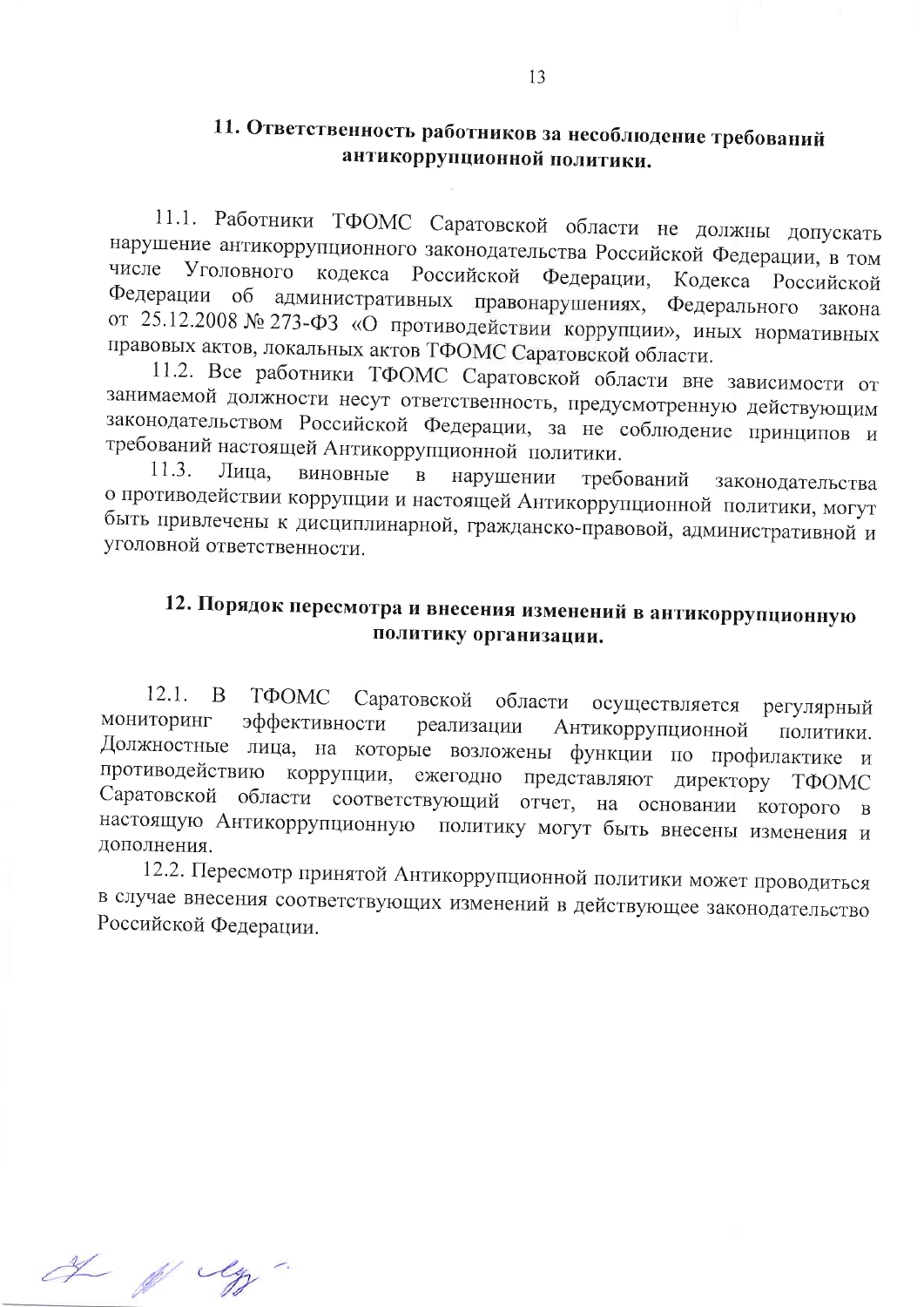## 11. Ответственность работников за несоблюдение требований антикоррупционной политики.

11.1. Работники ТФОМС Саратовской области не должны допускать нарушение антикоррупционного законодательства Российской Федерации, в том числе Уголовного кодекса Российской Федерации, Кодекса Российской Федерации об административных правонарушениях, Федерального закона от 25.12.2008 № 273-ФЗ «О противодействии коррупции», иных нормативных правовых актов, локальных актов ТФОМС Саратовской области.

11.2. Все работники ТФОМС Саратовской области вне зависимости от занимаемой должности несут ответственность, предусмотренную действующим законодательством Российской Федерации, за не соблюдение принципов и требований настоящей Антикоррупционной политики.

11.3. Лица, виновные в нарушении требований законодательства о противодействии коррупции и настоящей Антикоррупционной политики, могут быть привлечены к дисциплинарной, гражданско-правовой, административной и уголовной ответственности.

## 12. Порядок пересмотра и внесения изменений в антикоррупционную политику организации.

12.1. В ТФОМС Саратовской области осуществляется регулярный мониторинг эффективности реализации Антикоррупционной политики. Должностные лица, на которые возложены функции по профилактике и противодействию коррупции, ежегодно представляют директору ТФОМС Саратовской области соответствующий отчет, на основании которого в настоящую Антикоррупционную политику могут быть внесены изменения и дополнения.

12.2. Пересмотр принятой Антикоррупционной политики может проводиться в случае внесения соответствующих изменений в действующее законодательство Российской Федерации.